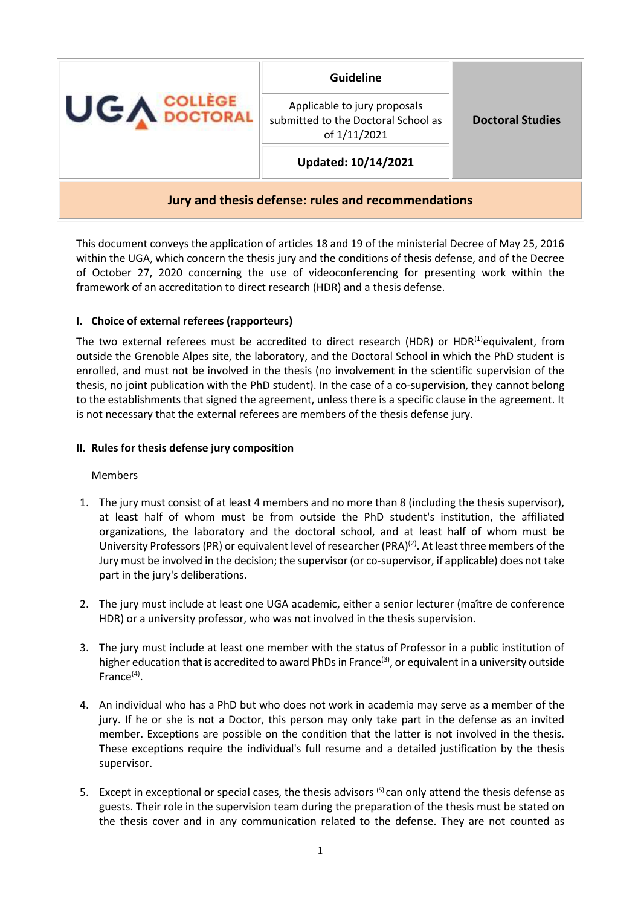| UGA COLLÈGE DOCTORAL | Guideline | Doctoral Studies |
|---|---|---|
| | Applicable to jury proposals submitted to the Doctoral School as of 1/11/2021 | |
| | **Updated: 10/14/2021** | |

## Jury and thesis defense: rules and recommendations

This document conveys the application of articles 18 and 19 of the ministerial Decree of May 25, 2016 within the UGA, which concern the thesis jury and the conditions of thesis defense, and of the Decree of October 27, 2020 concerning the use of videoconferencing for presenting work within the framework of an accreditation to direct research (HDR) and a thesis defense.

### I. Choice of external referees (rapporteurs)

The two external referees must be accredited to direct research (HDR) or HDR[1]equivalent, from outside the Grenoble Alpes site, the laboratory, and the Doctoral School in which the PhD student is enrolled, and must not be involved in the thesis (no involvement in the scientific supervision of the thesis, no joint publication with the PhD student). In the case of a co-supervision, they cannot belong to the establishments that signed the agreement, unless there is a specific clause in the agreement. It is not necessary that the external referees are members of the thesis defense jury.

### II. Rules for thesis defense jury composition

Members

1. The jury must consist of at least 4 members and no more than 8 (including the thesis supervisor), at least half of whom must be from outside the PhD student's institution, the affiliated organizations, the laboratory and the doctoral school, and at least half of whom must be University Professors (PR) or equivalent level of researcher (PRA)[2]. At least three members of the Jury must be involved in the decision; the supervisor (or co-supervisor, if applicable) does not take part in the jury's deliberations.

2. The jury must include at least one UGA academic, either a senior lecturer (maître de conference HDR) or a university professor, who was not involved in the thesis supervision.

3. The jury must include at least one member with the status of Professor in a public institution of higher education that is accredited to award PhDs in France[3], or equivalent in a university outside France[4].

4. An individual who has a PhD but who does not work in academia may serve as a member of the jury. If he or she is not a Doctor, this person may only take part in the defense as an invited member. Exceptions are possible on the condition that the latter is not involved in the thesis. These exceptions require the individual's full resume and a detailed justification by the thesis supervisor.

5. Except in exceptional or special cases, the thesis advisors [5] can only attend the thesis defense as guests. Their role in the supervision team during the preparation of the thesis must be stated on the thesis cover and in any communication related to the defense. They are not counted as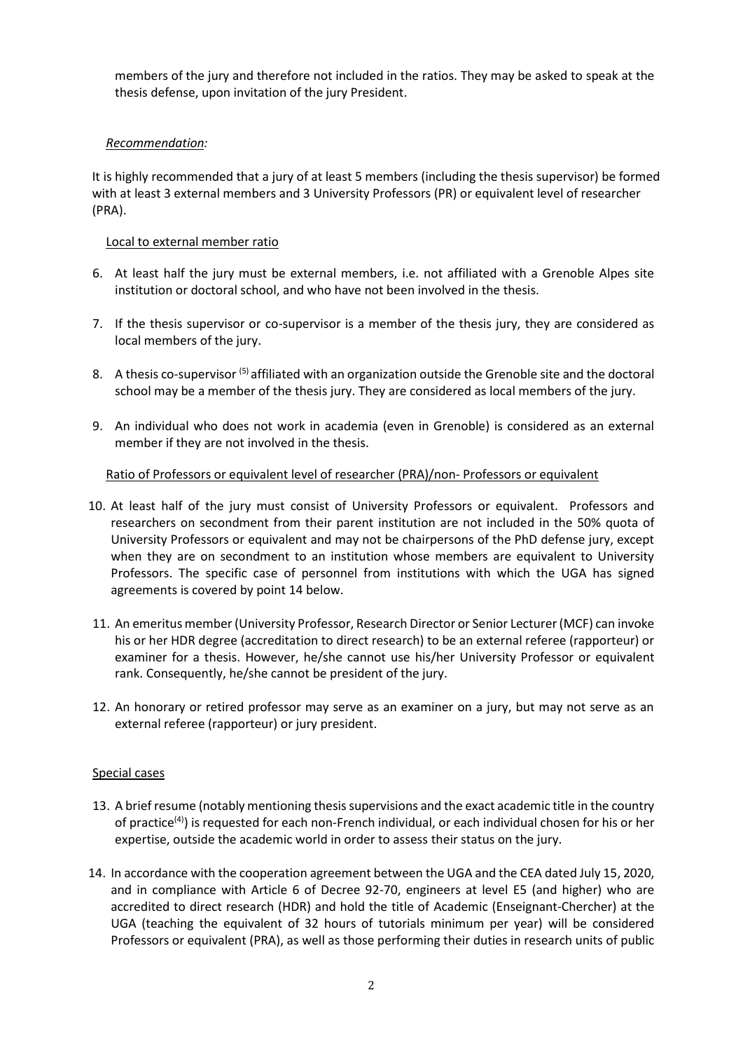members of the jury and therefore not included in the ratios. They may be asked to speak at the thesis defense, upon invitation of the jury President.

*Recommendation:*

It is highly recommended that a jury of at least 5 members (including the thesis supervisor) be formed with at least 3 external members and 3 University Professors (PR) or equivalent level of researcher (PRA).

Local to external member ratio

6. At least half the jury must be external members, i.e. not affiliated with a Grenoble Alpes site institution or doctoral school, and who have not been involved in the thesis.

7. If the thesis supervisor or co-supervisor is a member of the thesis jury, they are considered as local members of the jury.

8. A thesis co-supervisor [(5)] affiliated with an organization outside the Grenoble site and the doctoral school may be a member of the thesis jury. They are considered as local members of the jury.

9. An individual who does not work in academia (even in Grenoble) is considered as an external member if they are not involved in the thesis.

Ratio of Professors or equivalent level of researcher (PRA)/non- Professors or equivalent

10. At least half of the jury must consist of University Professors or equivalent. Professors and researchers on secondment from their parent institution are not included in the 50% quota of University Professors or equivalent and may not be chairpersons of the PhD defense jury, except when they are on secondment to an institution whose members are equivalent to University Professors. The specific case of personnel from institutions with which the UGA has signed agreements is covered by point 14 below.

11. An emeritus member (University Professor, Research Director or Senior Lecturer (MCF) can invoke his or her HDR degree (accreditation to direct research) to be an external referee (rapporteur) or examiner for a thesis. However, he/she cannot use his/her University Professor or equivalent rank. Consequently, he/she cannot be president of the jury.

12. An honorary or retired professor may serve as an examiner on a jury, but may not serve as an external referee (rapporteur) or jury president.

Special cases

13. A brief resume (notably mentioning thesis supervisions and the exact academic title in the country of practice[(4)]) is requested for each non-French individual, or each individual chosen for his or her expertise, outside the academic world in order to assess their status on the jury.

14. In accordance with the cooperation agreement between the UGA and the CEA dated July 15, 2020, and in compliance with Article 6 of Decree 92-70, engineers at level E5 (and higher) who are accredited to direct research (HDR) and hold the title of Academic (Enseignant-Chercher) at the UGA (teaching the equivalent of 32 hours of tutorials minimum per year) will be considered Professors or equivalent (PRA), as well as those performing their duties in research units of public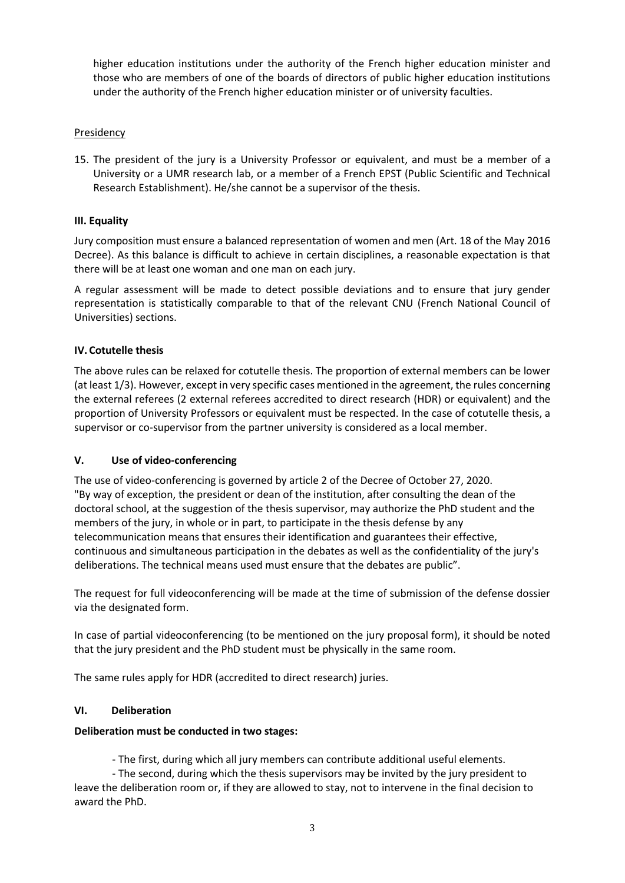higher education institutions under the authority of the French higher education minister and those who are members of one of the boards of directors of public higher education institutions under the authority of the French higher education minister or of university faculties.

Presidency

15. The president of the jury is a University Professor or equivalent, and must be a member of a University or a UMR research lab, or a member of a French EPST (Public Scientific and Technical Research Establishment). He/she cannot be a supervisor of the thesis.

**III. Equality**

Jury composition must ensure a balanced representation of women and men (Art. 18 of the May 2016 Decree). As this balance is difficult to achieve in certain disciplines, a reasonable expectation is that there will be at least one woman and one man on each jury.

A regular assessment will be made to detect possible deviations and to ensure that jury gender representation is statistically comparable to that of the relevant CNU (French National Council of Universities) sections.

**IV. Cotutelle thesis**

The above rules can be relaxed for cotutelle thesis. The proportion of external members can be lower (at least 1/3). However, except in very specific cases mentioned in the agreement, the rules concerning the external referees (2 external referees accredited to direct research (HDR) or equivalent) and the proportion of University Professors or equivalent must be respected. In the case of cotutelle thesis, a supervisor or co-supervisor from the partner university is considered as a local member.

**V. Use of video-conferencing**

The use of video-conferencing is governed by article 2 of the Decree of October 27, 2020. "By way of exception, the president or dean of the institution, after consulting the dean of the doctoral school, at the suggestion of the thesis supervisor, may authorize the PhD student and the members of the jury, in whole or in part, to participate in the thesis defense by any telecommunication means that ensures their identification and guarantees their effective, continuous and simultaneous participation in the debates as well as the confidentiality of the jury's deliberations. The technical means used must ensure that the debates are public".

The request for full videoconferencing will be made at the time of submission of the defense dossier via the designated form.

In case of partial videoconferencing (to be mentioned on the jury proposal form), it should be noted that the jury president and the PhD student must be physically in the same room.

The same rules apply for HDR (accredited to direct research) juries.

**VI. Deliberation**

**Deliberation must be conducted in two stages:**

- The first, during which all jury members can contribute additional useful elements.
- The second, during which the thesis supervisors may be invited by the jury president to leave the deliberation room or, if they are allowed to stay, not to intervene in the final decision to award the PhD.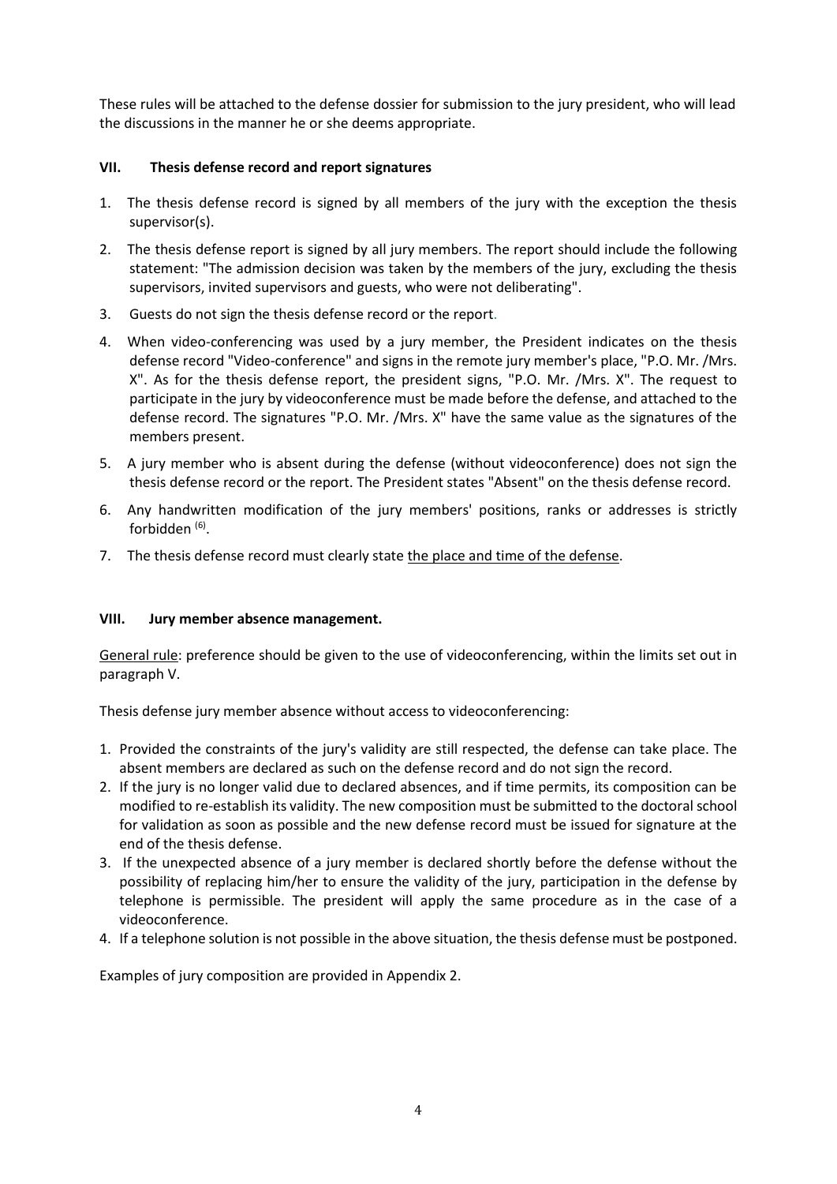These rules will be attached to the defense dossier for submission to the jury president, who will lead the discussions in the manner he or she deems appropriate.

## VII. Thesis defense record and report signatures

1. The thesis defense record is signed by all members of the jury with the exception the thesis supervisor(s).
2. The thesis defense report is signed by all jury members. The report should include the following statement: "The admission decision was taken by the members of the jury, excluding the thesis supervisors, invited supervisors and guests, who were not deliberating".
3. Guests do not sign the thesis defense record or the report.
4. When video-conferencing was used by a jury member, the President indicates on the thesis defense record "Video-conference" and signs in the remote jury member's place, "P.O. Mr. /Mrs. X". As for the thesis defense report, the president signs, "P.O. Mr. /Mrs. X". The request to participate in the jury by videoconference must be made before the defense, and attached to the defense record. The signatures "P.O. Mr. /Mrs. X" have the same value as the signatures of the members present.
5. A jury member who is absent during the defense (without videoconference) does not sign the thesis defense record or the report. The President states "Absent" on the thesis defense record.
6. Any handwritten modification of the jury members' positions, ranks or addresses is strictly forbidden [(6)].
7. The thesis defense record must clearly state <u>the place and time of the defense</u>.

## VIII. Jury member absence management.

<u>General rule</u>: preference should be given to the use of videoconferencing, within the limits set out in paragraph V.

Thesis defense jury member absence without access to videoconferencing:

1. Provided the constraints of the jury's validity are still respected, the defense can take place. The absent members are declared as such on the defense record and do not sign the record.
2. If the jury is no longer valid due to declared absences, and if time permits, its composition can be modified to re-establish its validity. The new composition must be submitted to the doctoral school for validation as soon as possible and the new defense record must be issued for signature at the end of the thesis defense.
3. If the unexpected absence of a jury member is declared shortly before the defense without the possibility of replacing him/her to ensure the validity of the jury, participation in the defense by telephone is permissible. The president will apply the same procedure as in the case of a videoconference.
4. If a telephone solution is not possible in the above situation, the thesis defense must be postponed.

Examples of jury composition are provided in Appendix 2.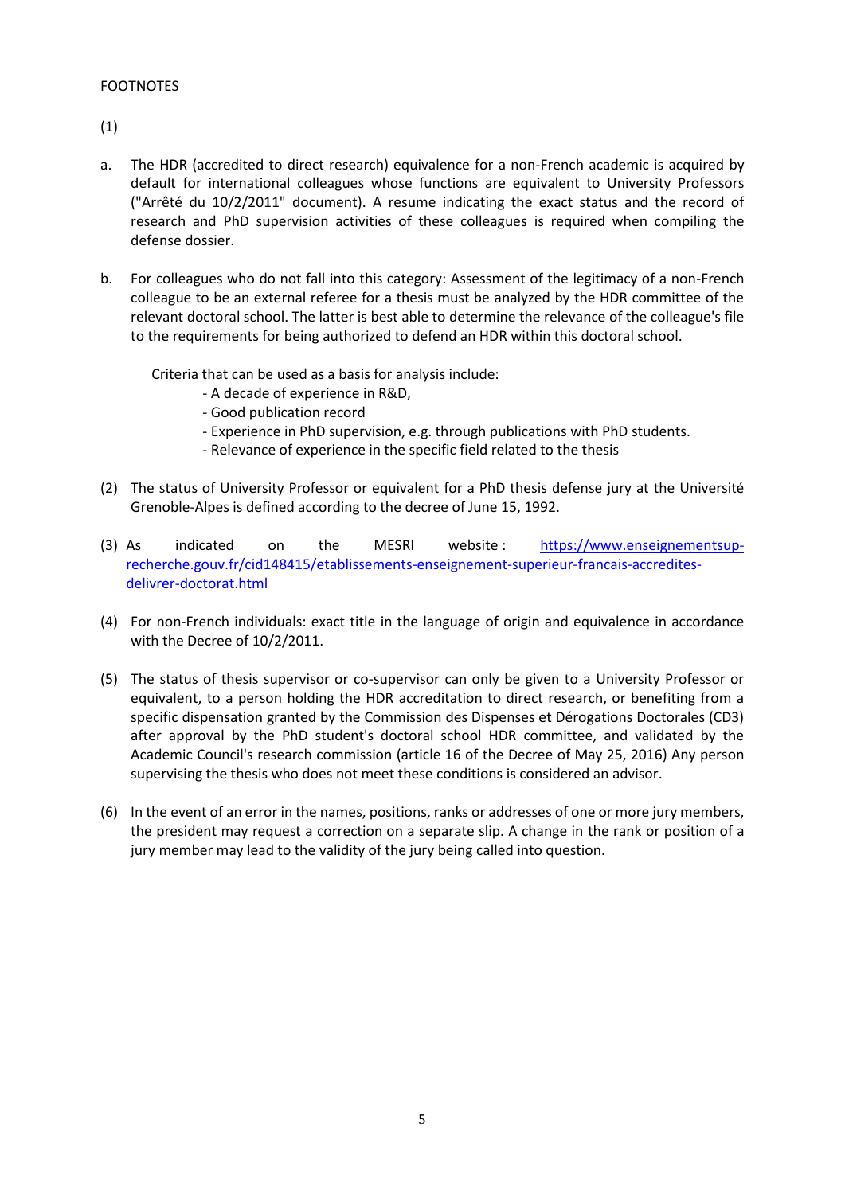FOOTNOTES

(1)

a. The HDR (accredited to direct research) equivalence for a non-French academic is acquired by default for international colleagues whose functions are equivalent to University Professors ("Arrêté du 10/2/2011" document). A resume indicating the exact status and the record of research and PhD supervision activities of these colleagues is required when compiling the defense dossier.

b. For colleagues who do not fall into this category: Assessment of the legitimacy of a non-French colleague to be an external referee for a thesis must be analyzed by the HDR committee of the relevant doctoral school. The latter is best able to determine the relevance of the colleague's file to the requirements for being authorized to defend an HDR within this doctoral school.

Criteria that can be used as a basis for analysis include:

- A decade of experience in R&D,
- Good publication record
- Experience in PhD supervision, e.g. through publications with PhD students.
- Relevance of experience in the specific field related to the thesis

(2) The status of University Professor or equivalent for a PhD thesis defense jury at the Université Grenoble-Alpes is defined according to the decree of June 15, 1992.

(3) As indicated on the MESRI website : [https://www.enseignementsup-recherche.gouv.fr/cid148415/etablissements-enseignement-superieur-francais-accredites-delivrer-doctorat.html](https://www.enseignementsup-recherche.gouv.fr/cid148415/etablissements-enseignement-superieur-francais-accredites-delivrer-doctorat.html)

(4) For non-French individuals: exact title in the language of origin and equivalence in accordance with the Decree of 10/2/2011.

(5) The status of thesis supervisor or co-supervisor can only be given to a University Professor or equivalent, to a person holding the HDR accreditation to direct research, or benefiting from a specific dispensation granted by the Commission des Dispenses et Dérogations Doctorales (CD3) after approval by the PhD student's doctoral school HDR committee, and validated by the Academic Council's research commission (article 16 of the Decree of May 25, 2016) Any person supervising the thesis who does not meet these conditions is considered an advisor.

(6) In the event of an error in the names, positions, ranks or addresses of one or more jury members, the president may request a correction on a separate slip. A change in the rank or position of a jury member may lead to the validity of the jury being called into question.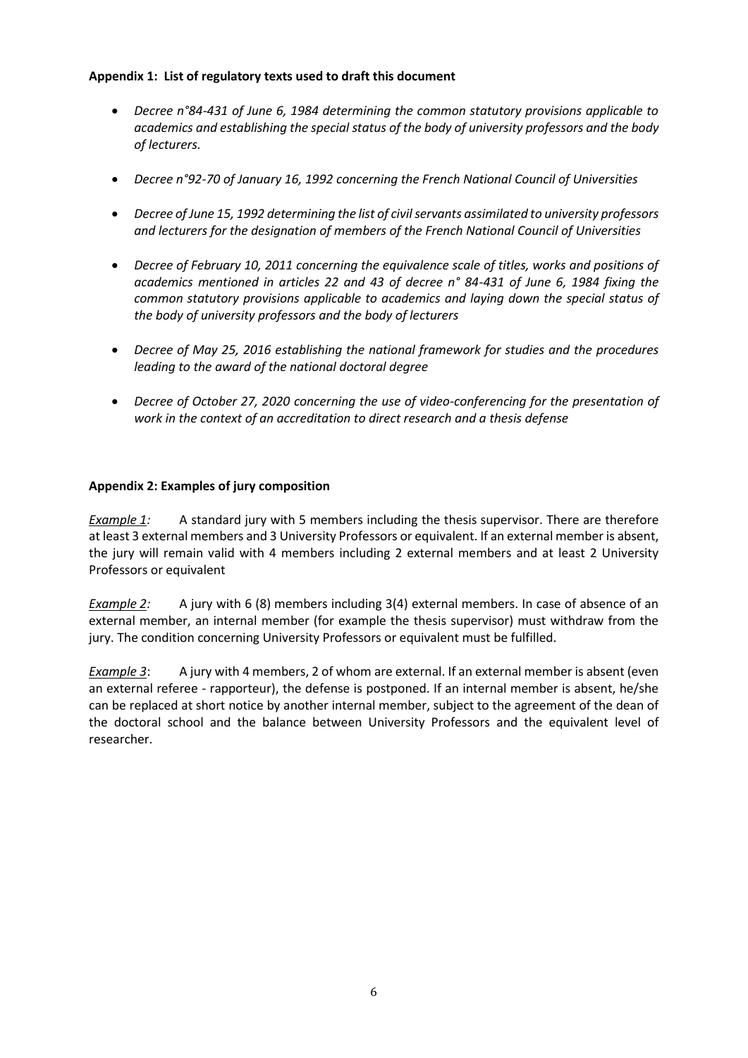**Appendix 1: List of regulatory texts used to draft this document**

- *Decree n°84-431 of June 6, 1984 determining the common statutory provisions applicable to academics and establishing the special status of the body of university professors and the body of lecturers.*
- *Decree n°92-70 of January 16, 1992 concerning the French National Council of Universities*
- *Decree of June 15, 1992 determining the list of civil servants assimilated to university professors and lecturers for the designation of members of the French National Council of Universities*
- *Decree of February 10, 2011 concerning the equivalence scale of titles, works and positions of academics mentioned in articles 22 and 43 of decree n° 84-431 of June 6, 1984 fixing the common statutory provisions applicable to academics and laying down the special status of the body of university professors and the body of lecturers*
- *Decree of May 25, 2016 establishing the national framework for studies and the procedures leading to the award of the national doctoral degree*
- *Decree of October 27, 2020 concerning the use of video-conferencing for the presentation of work in the context of an accreditation to direct research and a thesis defense*

**Appendix 2: Examples of jury composition**

*Example 1:* A standard jury with 5 members including the thesis supervisor. There are therefore at least 3 external members and 3 University Professors or equivalent. If an external member is absent, the jury will remain valid with 4 members including 2 external members and at least 2 University Professors or equivalent

*Example 2:* A jury with 6 (8) members including 3(4) external members. In case of absence of an external member, an internal member (for example the thesis supervisor) must withdraw from the jury. The condition concerning University Professors or equivalent must be fulfilled.

*Example 3*: A jury with 4 members, 2 of whom are external. If an external member is absent (even an external referee - rapporteur), the defense is postponed. If an internal member is absent, he/she can be replaced at short notice by another internal member, subject to the agreement of the dean of the doctoral school and the balance between University Professors and the equivalent level of researcher.